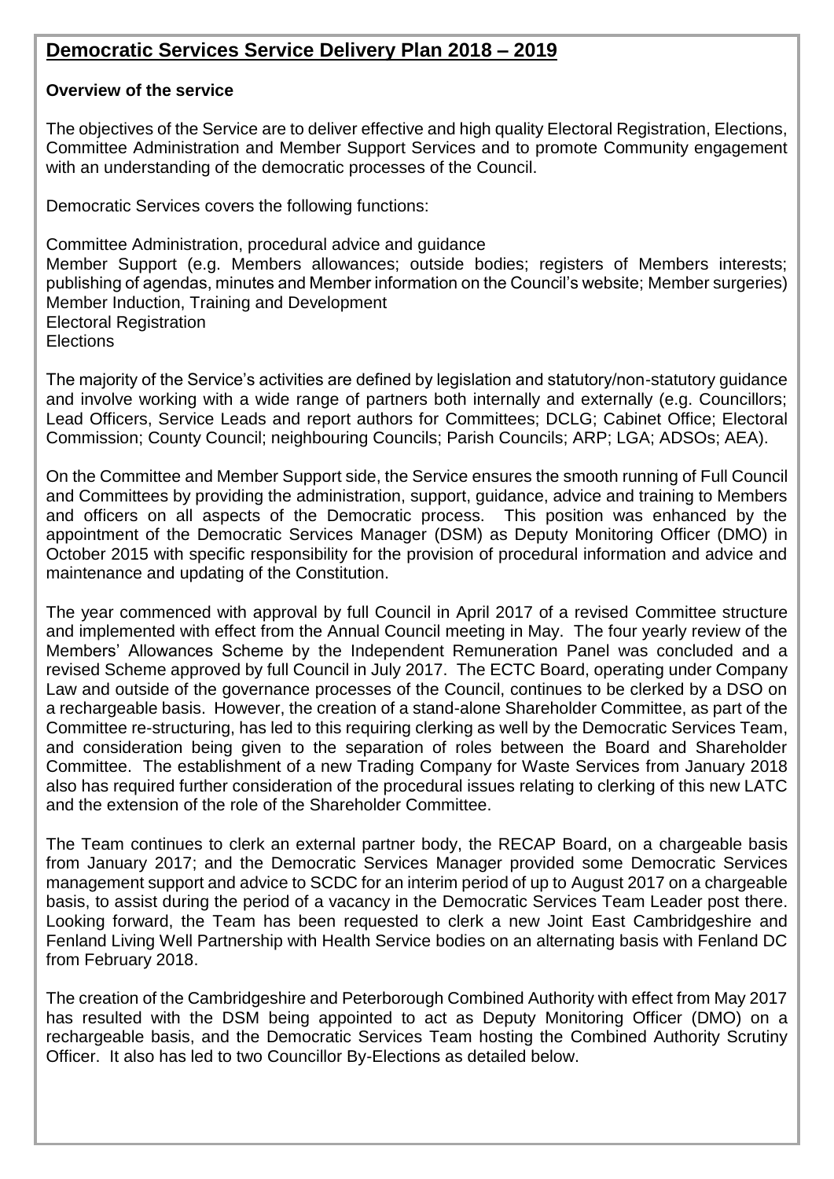# Democratic Services Service Delivery Plan 2018 – 2019

**Overview of the service**

The objectives of the Service are to deliver effective and high quality Electoral Registration, Elections, Committee Administration and Member Support Services and to promote Community engagement with an understanding of the democratic processes of the Council.

Democratic Services covers the following functions:

Committee Administration, procedural advice and guidance
Member Support (e.g. Members allowances; outside bodies; registers of Members interests; publishing of agendas, minutes and Member information on the Council's website; Member surgeries)
Member Induction, Training and Development
Electoral Registration
Elections

The majority of the Service's activities are defined by legislation and statutory/non-statutory guidance and involve working with a wide range of partners both internally and externally (e.g. Councillors; Lead Officers, Service Leads and report authors for Committees; DCLG; Cabinet Office; Electoral Commission; County Council; neighbouring Councils; Parish Councils; ARP; LGA; ADSOs; AEA).

On the Committee and Member Support side, the Service ensures the smooth running of Full Council and Committees by providing the administration, support, guidance, advice and training to Members and officers on all aspects of the Democratic process. This position was enhanced by the appointment of the Democratic Services Manager (DSM) as Deputy Monitoring Officer (DMO) in October 2015 with specific responsibility for the provision of procedural information and advice and maintenance and updating of the Constitution.

The year commenced with approval by full Council in April 2017 of a revised Committee structure and implemented with effect from the Annual Council meeting in May. The four yearly review of the Members' Allowances Scheme by the Independent Remuneration Panel was concluded and a revised Scheme approved by full Council in July 2017. The ECTC Board, operating under Company Law and outside of the governance processes of the Council, continues to be clerked by a DSO on a rechargeable basis. However, the creation of a stand-alone Shareholder Committee, as part of the Committee re-structuring, has led to this requiring clerking as well by the Democratic Services Team, and consideration being given to the separation of roles between the Board and Shareholder Committee. The establishment of a new Trading Company for Waste Services from January 2018 also has required further consideration of the procedural issues relating to clerking of this new LATC and the extension of the role of the Shareholder Committee.

The Team continues to clerk an external partner body, the RECAP Board, on a chargeable basis from January 2017; and the Democratic Services Manager provided some Democratic Services management support and advice to SCDC for an interim period of up to August 2017 on a chargeable basis, to assist during the period of a vacancy in the Democratic Services Team Leader post there. Looking forward, the Team has been requested to clerk a new Joint East Cambridgeshire and Fenland Living Well Partnership with Health Service bodies on an alternating basis with Fenland DC from February 2018.

The creation of the Cambridgeshire and Peterborough Combined Authority with effect from May 2017 has resulted with the DSM being appointed to act as Deputy Monitoring Officer (DMO) on a rechargeable basis, and the Democratic Services Team hosting the Combined Authority Scrutiny Officer. It also has led to two Councillor By-Elections as detailed below.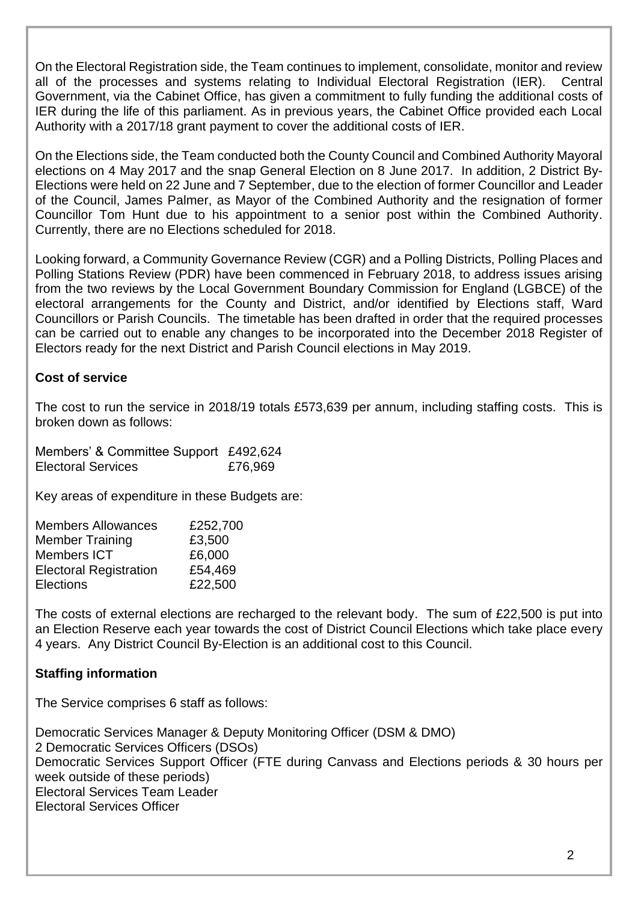On the Electoral Registration side, the Team continues to implement, consolidate, monitor and review all of the processes and systems relating to Individual Electoral Registration (IER). Central Government, via the Cabinet Office, has given a commitment to fully funding the additional costs of IER during the life of this parliament. As in previous years, the Cabinet Office provided each Local Authority with a 2017/18 grant payment to cover the additional costs of IER.

On the Elections side, the Team conducted both the County Council and Combined Authority Mayoral elections on 4 May 2017 and the snap General Election on 8 June 2017. In addition, 2 District By-Elections were held on 22 June and 7 September, due to the election of former Councillor and Leader of the Council, James Palmer, as Mayor of the Combined Authority and the resignation of former Councillor Tom Hunt due to his appointment to a senior post within the Combined Authority. Currently, there are no Elections scheduled for 2018.

Looking forward, a Community Governance Review (CGR) and a Polling Districts, Polling Places and Polling Stations Review (PDR) have been commenced in February 2018, to address issues arising from the two reviews by the Local Government Boundary Commission for England (LGBCE) of the electoral arrangements for the County and District, and/or identified by Elections staff, Ward Councillors or Parish Councils. The timetable has been drafted in order that the required processes can be carried out to enable any changes to be incorporated into the December 2018 Register of Electors ready for the next District and Parish Council elections in May 2019.

**Cost of service**

The cost to run the service in 2018/19 totals £573,639 per annum, including staffing costs. This is broken down as follows:

| | |
|---|---|
| Members' & Committee Support | £492,624 |
| Electoral Services | £76,969 |

Key areas of expenditure in these Budgets are:

| | |
|---|---|
| Members Allowances | £252,700 |
| Member Training | £3,500 |
| Members ICT | £6,000 |
| Electoral Registration | £54,469 |
| Elections | £22,500 |

The costs of external elections are recharged to the relevant body. The sum of £22,500 is put into an Election Reserve each year towards the cost of District Council Elections which take place every 4 years. Any District Council By-Election is an additional cost to this Council.

**Staffing information**

The Service comprises 6 staff as follows:

Democratic Services Manager & Deputy Monitoring Officer (DSM & DMO)
2 Democratic Services Officers (DSOs)
Democratic Services Support Officer (FTE during Canvass and Elections periods & 30 hours per week outside of these periods)
Electoral Services Team Leader
Electoral Services Officer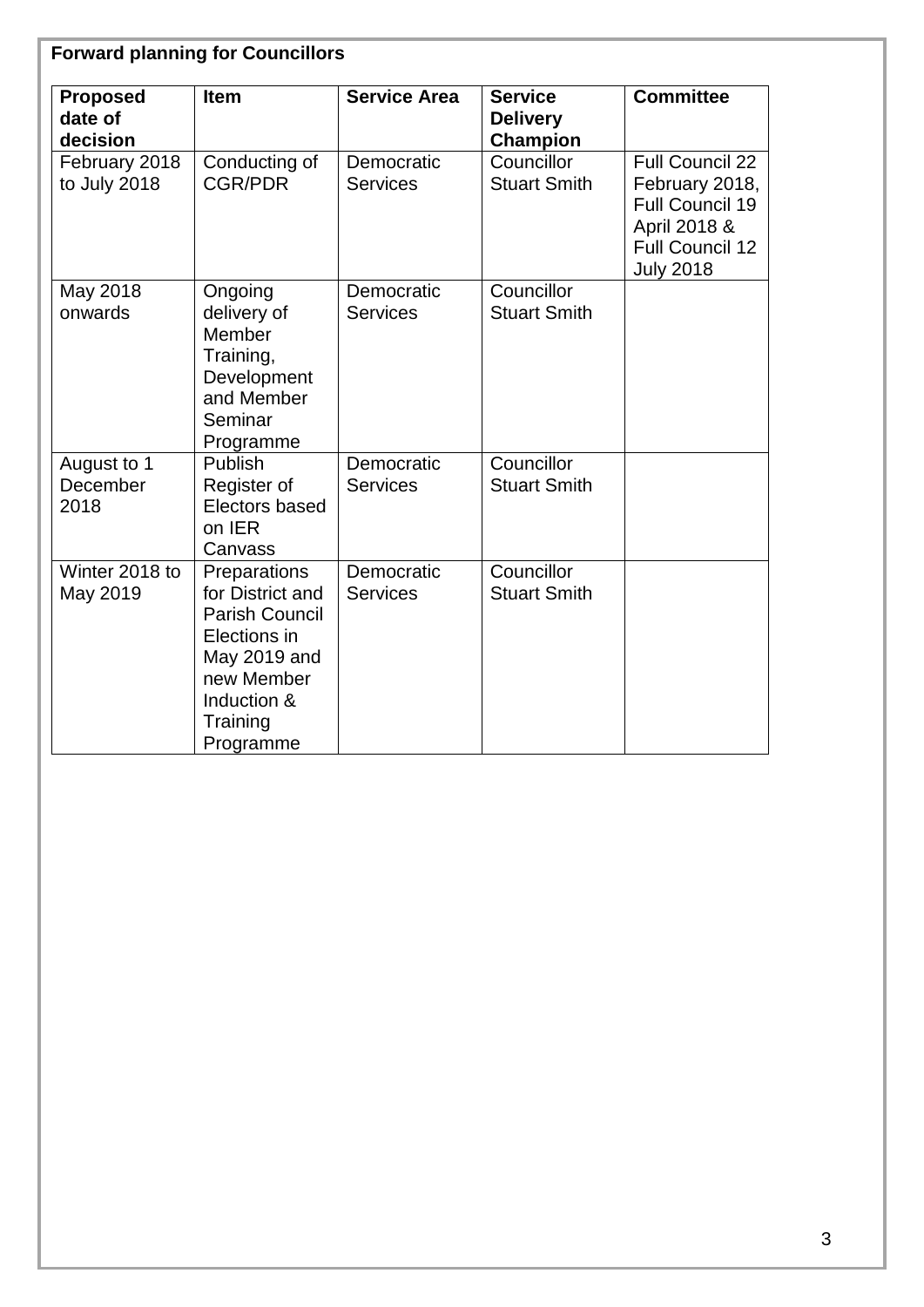**Forward planning for Councillors**

| Proposed date of decision | Item | Service Area | Service Delivery Champion | Committee |
|---|---|---|---|---|
| February 2018 to July 2018 | Conducting of CGR/PDR | Democratic Services | Councillor Stuart Smith | Full Council 22 February 2018, Full Council 19 April 2018 & Full Council 12 July 2018 |
| May 2018 onwards | Ongoing delivery of Member Training, Development and Member Seminar Programme | Democratic Services | Councillor Stuart Smith | |
| August to 1 December 2018 | Publish Register of Electors based on IER Canvass | Democratic Services | Councillor Stuart Smith | |
| Winter 2018 to May 2019 | Preparations for District and Parish Council Elections in May 2019 and new Member Induction & Training Programme | Democratic Services | Councillor Stuart Smith | |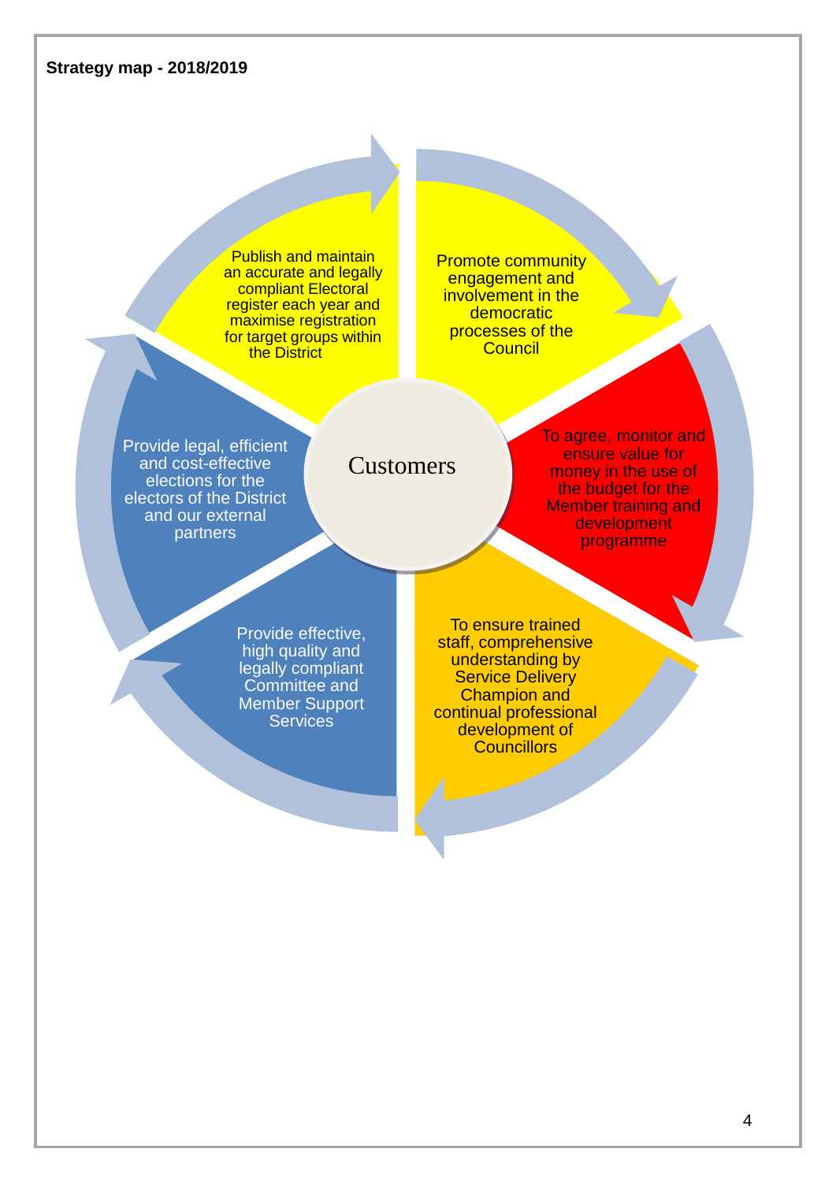**Strategy map - 2018/2019**

Customers

- Publish and maintain an accurate and legally compliant Electoral register each year and maximise registration for target groups within the District
- Promote community engagement and involvement in the democratic processes of the Council
- To agree, monitor and ensure value for money in the use of the budget for the Member training and development programme
- To ensure trained staff, comprehensive understanding by Service Delivery Champion and continual professional development of Councillors
- Provide effective, high quality and legally compliant Committee and Member Support Services
- Provide legal, efficient and cost-effective elections for the electors of the District and our external partners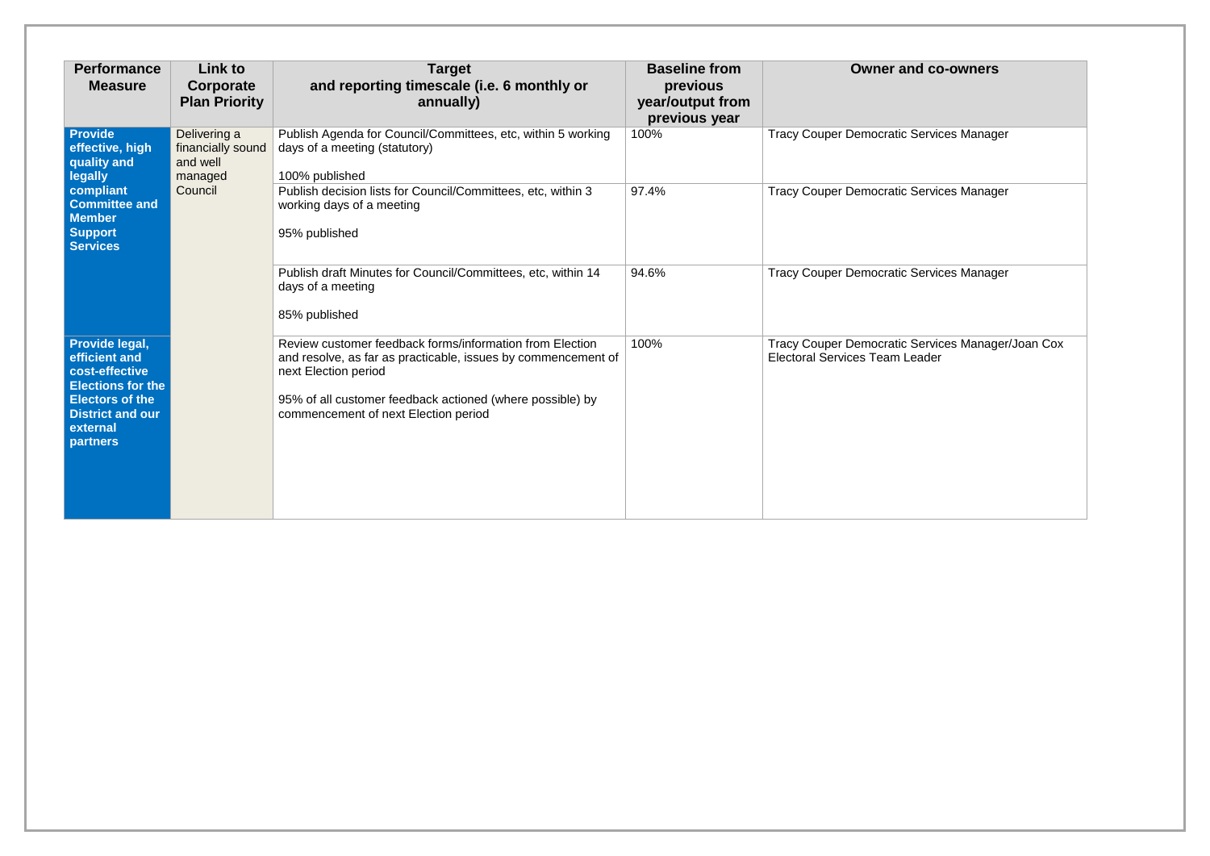| Performance Measure | Link to Corporate Plan Priority | Target and reporting timescale (i.e. 6 monthly or annually) | Baseline from previous year/output from previous year | Owner and co-owners |
|---|---|---|---|---|
| **Provide effective, high quality and legally compliant Committee and Member Support Services** | Delivering a financially sound and well managed Council | Publish Agenda for Council/Committees, etc, within 5 working days of a meeting (statutory)<br><br>100% published | 100% | Tracy Couper Democratic Services Manager |
| | | Publish decision lists for Council/Committees, etc, within 3 working days of a meeting<br><br>95% published | 97.4% | Tracy Couper Democratic Services Manager |
| | | Publish draft Minutes for Council/Committees, etc, within 14 days of a meeting<br><br>85% published | 94.6% | Tracy Couper Democratic Services Manager |
| **Provide legal, efficient and cost-effective Elections for the Electors of the District and our external partners** | | Review customer feedback forms/information from Election and resolve, as far as practicable, issues by commencement of next Election period<br><br>95% of all customer feedback actioned (where possible) by commencement of next Election period | 100% | Tracy Couper Democratic Services Manager/Joan Cox Electoral Services Team Leader |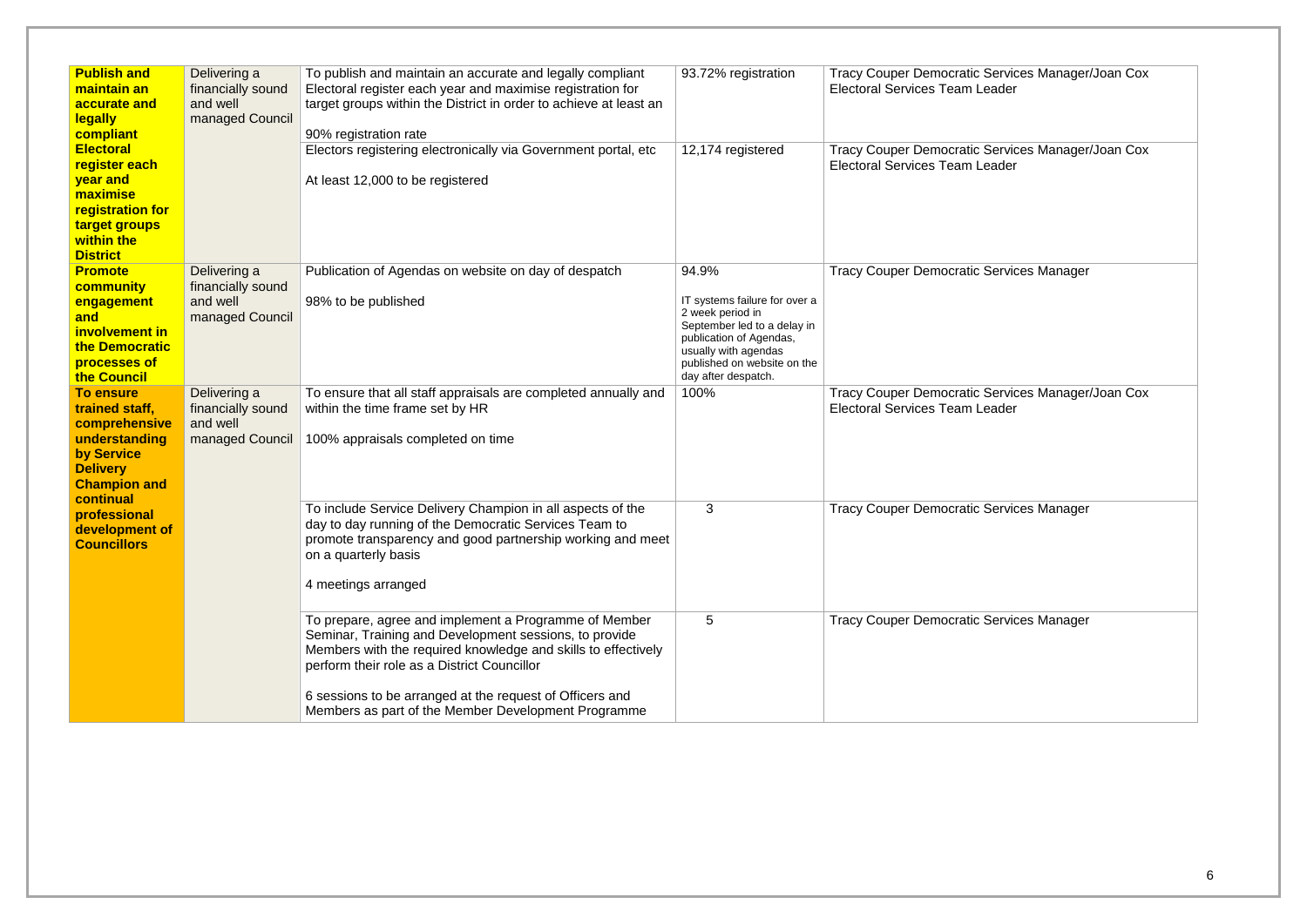| | | | | |
|---|---|---|---|---|
| **Publish and maintain an accurate and legally compliant Electoral register each year and maximise registration for target groups within the District** | Delivering a financially sound and well managed Council | To publish and maintain an accurate and legally compliant Electoral register each year and maximise registration for target groups within the District in order to achieve at least an<br><br>90% registration rate | 93.72% registration | Tracy Couper Democratic Services Manager/Joan Cox Electoral Services Team Leader |
| | | Electors registering electronically via Government portal, etc<br><br>At least 12,000 to be registered | 12,174 registered | Tracy Couper Democratic Services Manager/Joan Cox Electoral Services Team Leader |
| **Promote community engagement and involvement in the Democratic processes of the Council** | Delivering a financially sound and well managed Council | Publication of Agendas on website on day of despatch<br><br>98% to be published | 94.9%<br><br>IT systems failure for over a 2 week period in September led to a delay in publication of Agendas, usually with agendas published on website on the day after despatch. | Tracy Couper Democratic Services Manager |
| **To ensure trained staff, comprehensive understanding by Service Delivery Champion and continual professional development of Councillors** | Delivering a financially sound and well managed Council | To ensure that all staff appraisals are completed annually and within the time frame set by HR<br><br>100% appraisals completed on time | 100% | Tracy Couper Democratic Services Manager/Joan Cox Electoral Services Team Leader |
| | | To include Service Delivery Champion in all aspects of the day to day running of the Democratic Services Team to promote transparency and good partnership working and meet on a quarterly basis<br><br>4 meetings arranged | 3 | Tracy Couper Democratic Services Manager |
| | | To prepare, agree and implement a Programme of Member Seminar, Training and Development sessions, to provide Members with the required knowledge and skills to effectively perform their role as a District Councillor<br><br>6 sessions to be arranged at the request of Officers and Members as part of the Member Development Programme | 5 | Tracy Couper Democratic Services Manager |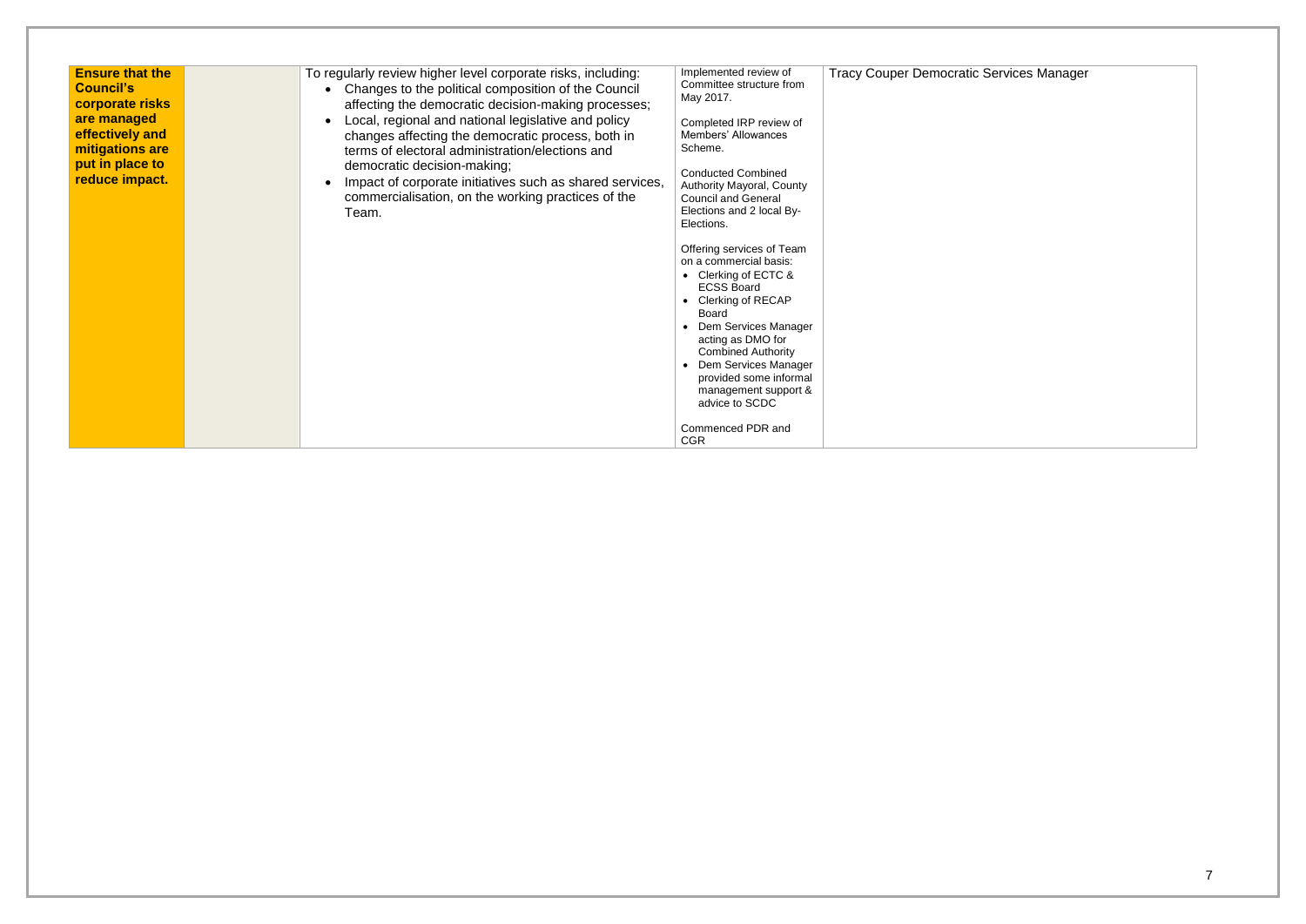| | | | | |
|---|---|---|---|---|
| **Ensure that the Council's corporate risks are managed effectively and mitigations are put in place to reduce impact.** | | To regularly review higher level corporate risks, including:<br>• Changes to the political composition of the Council affecting the democratic decision-making processes;<br>• Local, regional and national legislative and policy changes affecting the democratic process, both in terms of electoral administration/elections and democratic decision-making;<br>• Impact of corporate initiatives such as shared services, commercialisation, on the working practices of the Team. | Implemented review of Committee structure from May 2017.<br><br>Completed IRP review of Members' Allowances Scheme.<br><br>Conducted Combined Authority Mayoral, County Council and General Elections and 2 local By-Elections.<br><br>Offering services of Team on a commercial basis:<br>• Clerking of ECTC & ECSS Board<br>• Clerking of RECAP Board<br>• Dem Services Manager acting as DMO for Combined Authority<br>• Dem Services Manager provided some informal management support & advice to SCDC<br><br>Commenced PDR and CGR | Tracy Couper Democratic Services Manager |